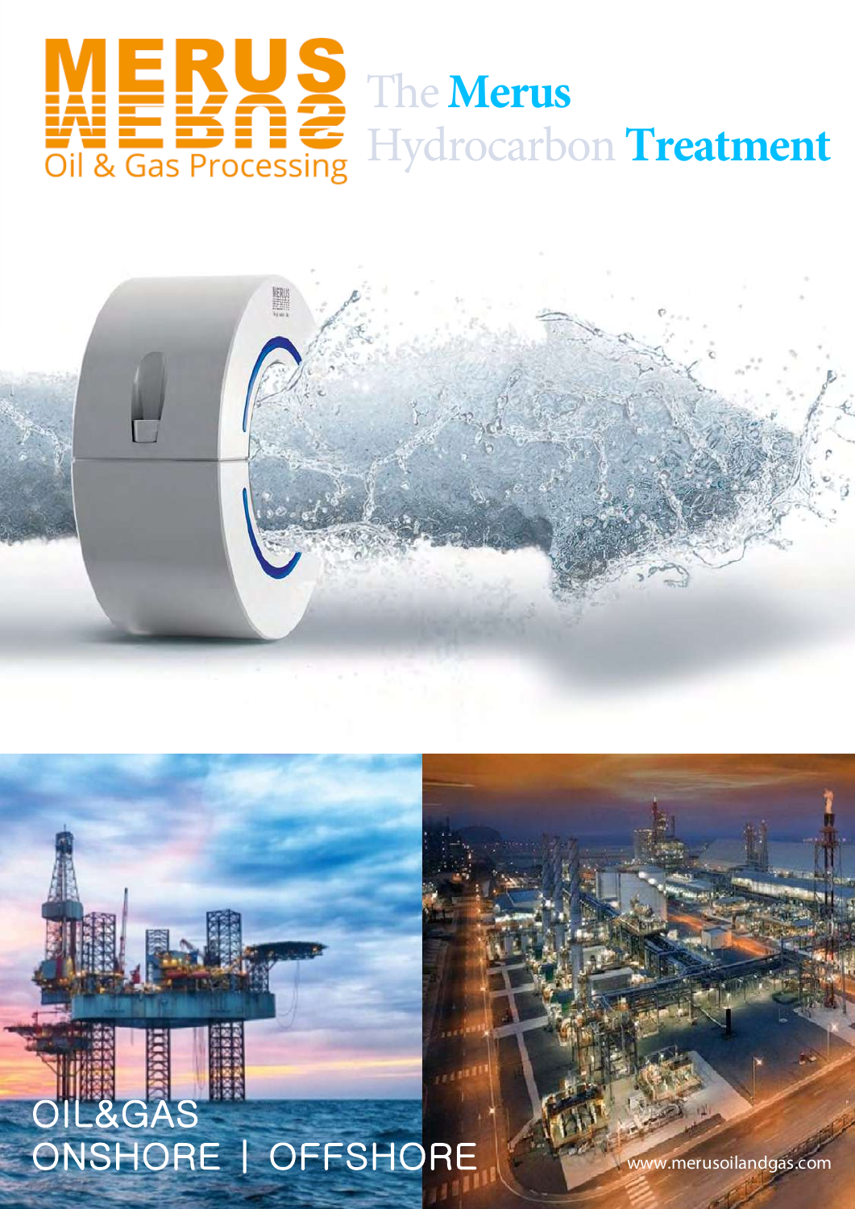# MERUS

Oil & Gas Processing

# The Merus Hydrocarbon Treatment

OIL&GAS

ONSHORE | OFFSHORE

www.merusoilandgas.com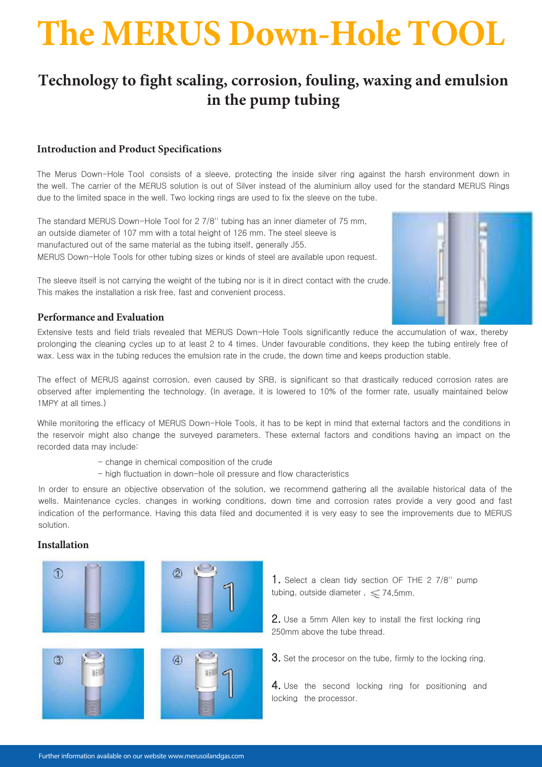# The MERUS Down-Hole TOOL

## Technology to fight scaling, corrosion, fouling, waxing and emulsion in the pump tubing

### Introduction and Product Specifications

The Merus Down-Hole Tool consists of a sleeve, protecting the inside silver ring against the harsh environment down in the well. The carrier of the MERUS solution is out of Silver instead of the aluminium alloy used for the standard MERUS Rings due to the limited space in the well. Two locking rings are used to fix the sleeve on the tube.

The standard MERUS Down-Hole Tool for 2 7/8'' tubing has an inner diameter of 75 mm, an outside diameter of 107 mm with a total height of 126 mm. The steel sleeve is manufactured out of the same material as the tubing itself, generally J55. MERUS Down-Hole Tools for other tubing sizes or kinds of steel are available upon request.

The sleeve itself is not carrying the weight of the tubing nor is it in direct contact with the crude. This makes the installation a risk free, fast and convenient process.

### Performance and Evaluation

Extensive tests and field trials revealed that MERUS Down-Hole Tools significantly reduce the accumulation of wax, thereby prolonging the cleaning cycles up to at least 2 to 4 times. Under favourable conditions, they keep the tubing entirely free of wax. Less wax in the tubing reduces the emulsion rate in the crude, the down time and keeps production stable.

The effect of MERUS against corrosion, even caused by SRB, is significant so that drastically reduced corrosion rates are observed after implementing the technology. (In average, it is lowered to 10% of the former rate, usually maintained below 1MPY at all times.)

While monitoring the efficacy of MERUS Down-Hole Tools, it has to be kept in mind that external factors and the conditions in the reservoir might also change the surveyed parameters. These external factors and conditions having an impact on the recorded data may include:

- change in chemical composition of the crude
- high fluctuation in down-hole oil pressure and flow characteristics

In order to ensure an objective observation of the solution, we recommend gathering all the available historical data of the wells. Maintenance cycles. changes in working conditions, down time and corrosion rates provide a very good and fast indication of the performance. Having this data filed and documented it is very easy to see the improvements due to MERUS solution.

### Installation

1. Select a clean tidy section OF THE 2 7/8'' pump tubing, outside diameter , ≤ 74,5mm.

2. Use a 5mm Allen key to install the first locking ring 250mm above the tube thread.

3. Set the procesor on the tube, firmly to the locking ring.

4. Use the second locking ring for positioning and locking the processor.

Further information available on our website www.merusoilandgas.com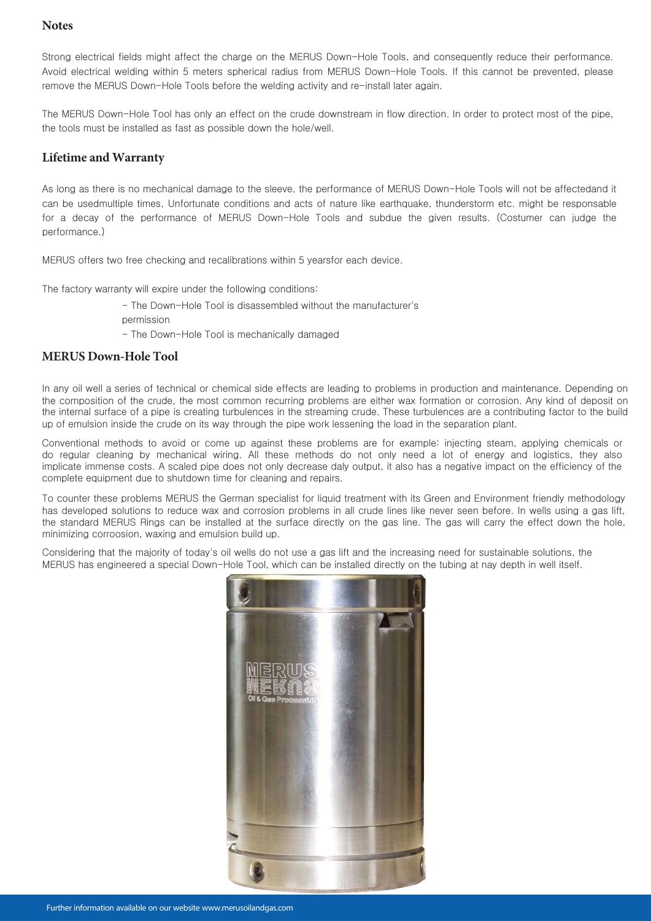## Notes

Strong electrical fields might affect the charge on the MERUS Down-Hole Tools, and consequently reduce their performance. Avoid electrical welding within 5 meters spherical radius from MERUS Down-Hole Tools. If this cannot be prevented, please remove the MERUS Down-Hole Tools before the welding activity and re-install later again.

The MERUS Down-Hole Tool has only an effect on the crude downstream in flow direction. In order to protect most of the pipe, the tools must be installed as fast as possible down the hole/well.

## Lifetime and Warranty

As long as there is no mechanical damage to the sleeve, the performance of MERUS Down-Hole Tools will not be affectedand it can be usedmultiple times, Unfortunate conditions and acts of nature like earthquake, thunderstorm etc. might be responsable for a decay of the performance of MERUS Down-Hole Tools and subdue the given results. (Costumer can judge the performance.)

MERUS offers two free checking and recalibrations within 5 yearsfor each device.

The factory warranty will expire under the following conditions:

- The Down-Hole Tool is disassembled without the manufacturer's permission
- The Down-Hole Tool is mechanically damaged

## MERUS Down-Hole Tool

In any oil well a series of technical or chemical side effects are leading to problems in production and maintenance. Depending on the composition of the crude, the most common recurring problems are either wax formation or corrosion. Any kind of deposit on the internal surface of a pipe is creating turbulences in the streaming crude. These turbulences are a contributing factor to the build up of emulsion inside the crude on its way through the pipe work lessening the load in the separation plant.

Conventional methods to avoid or come up against these problems are for example: injecting steam, applying chemicals or do regular cleaning by mechanical wiring. All these methods do not only need a lot of energy and logistics, they also implicate immense costs. A scaled pipe does not only decrease daly output, it also has a negative impact on the efficiency of the complete equipment due to shutdown time for cleaning and repairs.

To counter these problems MERUS the German specialist for liquid treatment with its Green and Environment friendly methodology has developed solutions to reduce wax and corrosion problems in all crude lines like never seen before. In wells using a gas lift, the standard MERUS Rings can be installed at the surface directly on the gas line. The gas will carry the effect down the hole, minimizing corroosion, waxing and emulsion build up.

Considering that the majority of today's oil wells do not use a gas lift and the increasing need for sustainable solutions, the MERUS has engineered a special Down-Hole Tool, which can be installed directly on the tubing at nay depth in well itself.

Further information available on our website www.merusoilandgas.com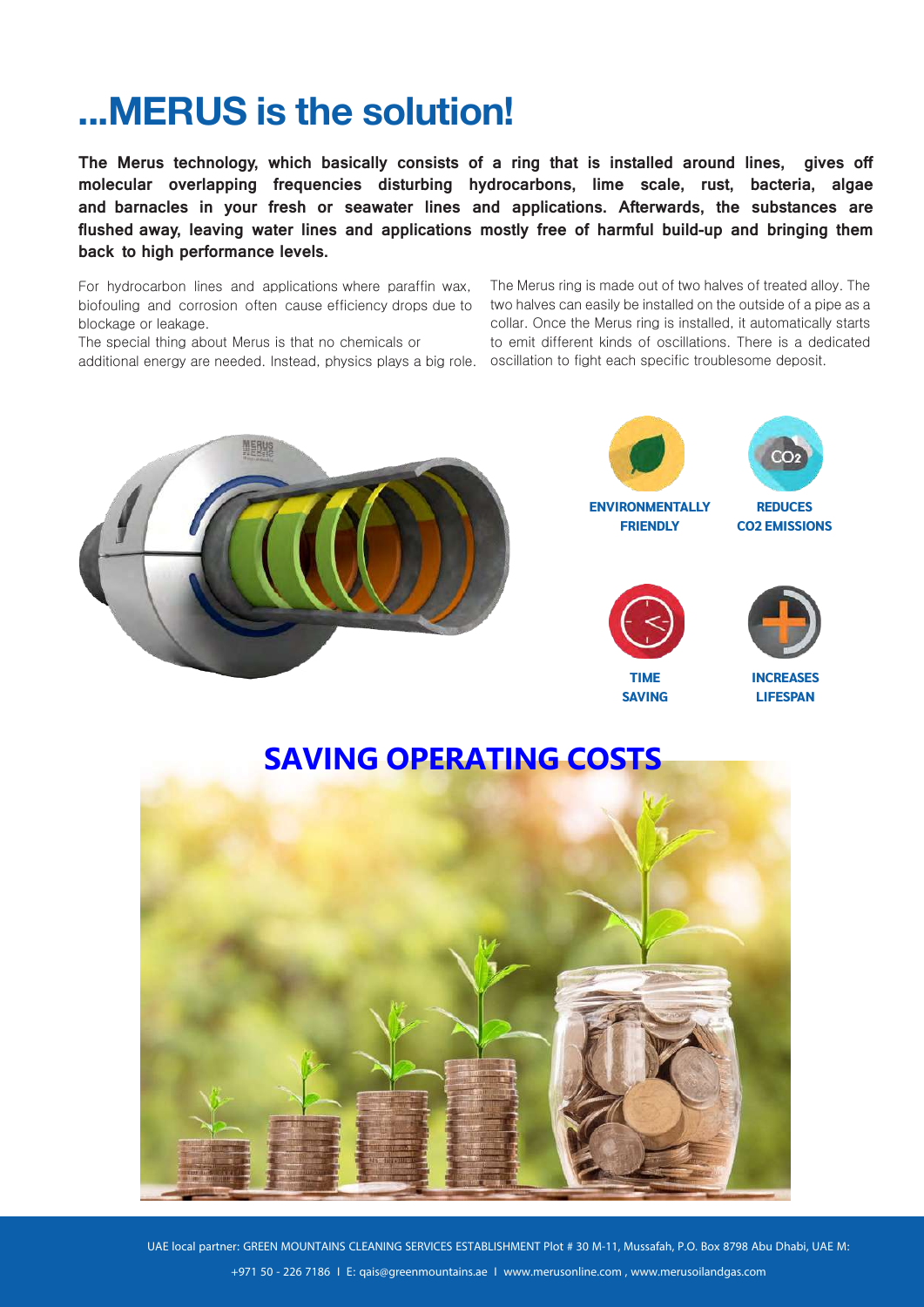# ...MERUS is the solution!

**The Merus technology, which basically consists of a ring that is installed around lines, gives off molecular overlapping frequencies disturbing hydrocarbons, lime scale, rust, bacteria, algae and barnacles in your fresh or seawater lines and applications. Afterwards, the substances are flushed away, leaving water lines and applications mostly free of harmful build-up and bringing them back to high performance levels.**

For hydrocarbon lines and applications where paraffin wax, biofouling and corrosion often cause efficiency drops due to blockage or leakage.
The special thing about Merus is that no chemicals or additional energy are needed. Instead, physics plays a big role.

The Merus ring is made out of two halves of treated alloy. The two halves can easily be installed on the outside of a pipe as a collar. Once the Merus ring is installed, it automatically starts to emit different kinds of oscillations. There is a dedicated oscillation to fight each specific troublesome deposit.

ENVIRONMENTALLY FRIENDLY

REDUCES CO2 EMISSIONS

TIME SAVING

INCREASES LIFESPAN

## SAVING OPERATING COSTS

UAE local partner: GREEN MOUNTAINS CLEANING SERVICES ESTABLISHMENT Plot # 30 M-11, Mussafah, P.O. Box 8798 Abu Dhabi, UAE M: +971 50 - 226 7186 I E: qais@greenmountains.ae I www.merusonline.com , www.merusoilandgas.com